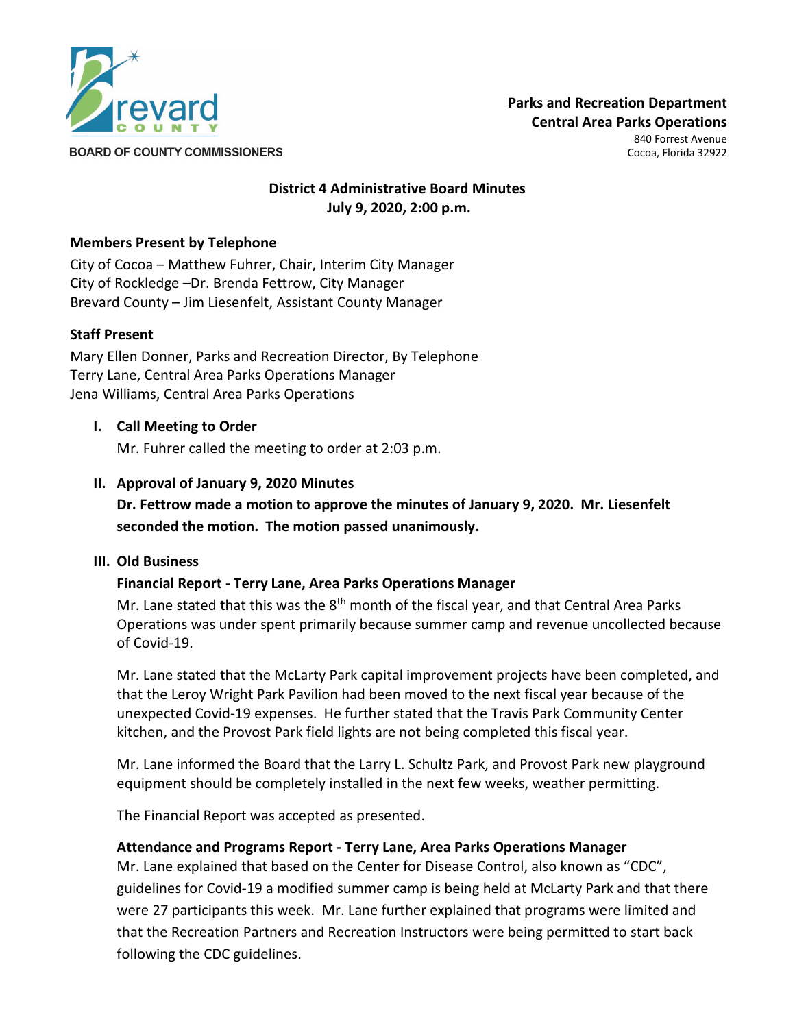BOARD OF COUNTY COMMISSIONERS

**Parks and Recreation Department**
**Central Area Parks Operations**
840 Forrest Avenue
Cocoa, Florida 32922

**District 4 Administrative Board Minutes**
**July 9, 2020, 2:00 p.m.**

**Members Present by Telephone**

City of Cocoa – Matthew Fuhrer, Chair, Interim City Manager
City of Rockledge –Dr. Brenda Fettrow, City Manager
Brevard County – Jim Liesenfelt, Assistant County Manager

**Staff Present**

Mary Ellen Donner, Parks and Recreation Director, By Telephone
Terry Lane, Central Area Parks Operations Manager
Jena Williams, Central Area Parks Operations

**I. Call Meeting to Order**

Mr. Fuhrer called the meeting to order at 2:03 p.m.

**II. Approval of January 9, 2020 Minutes**

**Dr. Fettrow made a motion to approve the minutes of January 9, 2020. Mr. Liesenfelt seconded the motion. The motion passed unanimously.**

**III. Old Business**

**Financial Report - Terry Lane, Area Parks Operations Manager**

Mr. Lane stated that this was the 8th month of the fiscal year, and that Central Area Parks Operations was under spent primarily because summer camp and revenue uncollected because of Covid-19.

Mr. Lane stated that the McLarty Park capital improvement projects have been completed, and that the Leroy Wright Park Pavilion had been moved to the next fiscal year because of the unexpected Covid-19 expenses. He further stated that the Travis Park Community Center kitchen, and the Provost Park field lights are not being completed this fiscal year.

Mr. Lane informed the Board that the Larry L. Schultz Park, and Provost Park new playground equipment should be completely installed in the next few weeks, weather permitting.

The Financial Report was accepted as presented.

**Attendance and Programs Report - Terry Lane, Area Parks Operations Manager**

Mr. Lane explained that based on the Center for Disease Control, also known as "CDC", guidelines for Covid-19 a modified summer camp is being held at McLarty Park and that there were 27 participants this week. Mr. Lane further explained that programs were limited and that the Recreation Partners and Recreation Instructors were being permitted to start back following the CDC guidelines.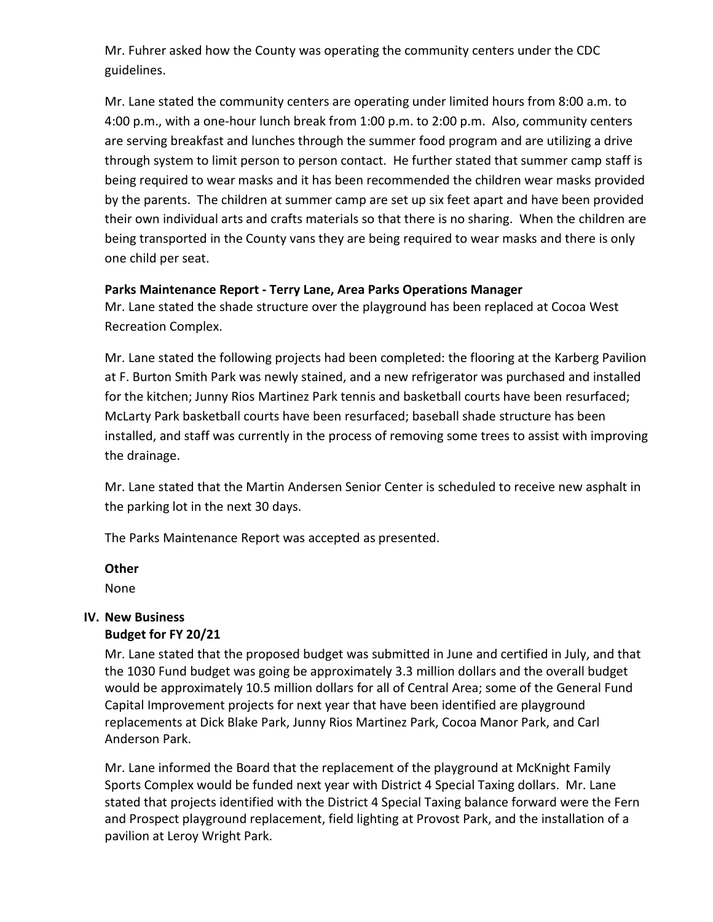Mr. Fuhrer asked how the County was operating the community centers under the CDC guidelines.

Mr. Lane stated the community centers are operating under limited hours from 8:00 a.m. to 4:00 p.m., with a one-hour lunch break from 1:00 p.m. to 2:00 p.m. Also, community centers are serving breakfast and lunches through the summer food program and are utilizing a drive through system to limit person to person contact. He further stated that summer camp staff is being required to wear masks and it has been recommended the children wear masks provided by the parents. The children at summer camp are set up six feet apart and have been provided their own individual arts and crafts materials so that there is no sharing. When the children are being transported in the County vans they are being required to wear masks and there is only one child per seat.

**Parks Maintenance Report - Terry Lane, Area Parks Operations Manager**

Mr. Lane stated the shade structure over the playground has been replaced at Cocoa West Recreation Complex.

Mr. Lane stated the following projects had been completed: the flooring at the Karberg Pavilion at F. Burton Smith Park was newly stained, and a new refrigerator was purchased and installed for the kitchen; Junny Rios Martinez Park tennis and basketball courts have been resurfaced; McLarty Park basketball courts have been resurfaced; baseball shade structure has been installed, and staff was currently in the process of removing some trees to assist with improving the drainage.

Mr. Lane stated that the Martin Andersen Senior Center is scheduled to receive new asphalt in the parking lot in the next 30 days.

The Parks Maintenance Report was accepted as presented.

**Other**

None

## IV. New Business

**Budget for FY 20/21**

Mr. Lane stated that the proposed budget was submitted in June and certified in July, and that the 1030 Fund budget was going be approximately 3.3 million dollars and the overall budget would be approximately 10.5 million dollars for all of Central Area; some of the General Fund Capital Improvement projects for next year that have been identified are playground replacements at Dick Blake Park, Junny Rios Martinez Park, Cocoa Manor Park, and Carl Anderson Park.

Mr. Lane informed the Board that the replacement of the playground at McKnight Family Sports Complex would be funded next year with District 4 Special Taxing dollars. Mr. Lane stated that projects identified with the District 4 Special Taxing balance forward were the Fern and Prospect playground replacement, field lighting at Provost Park, and the installation of a pavilion at Leroy Wright Park.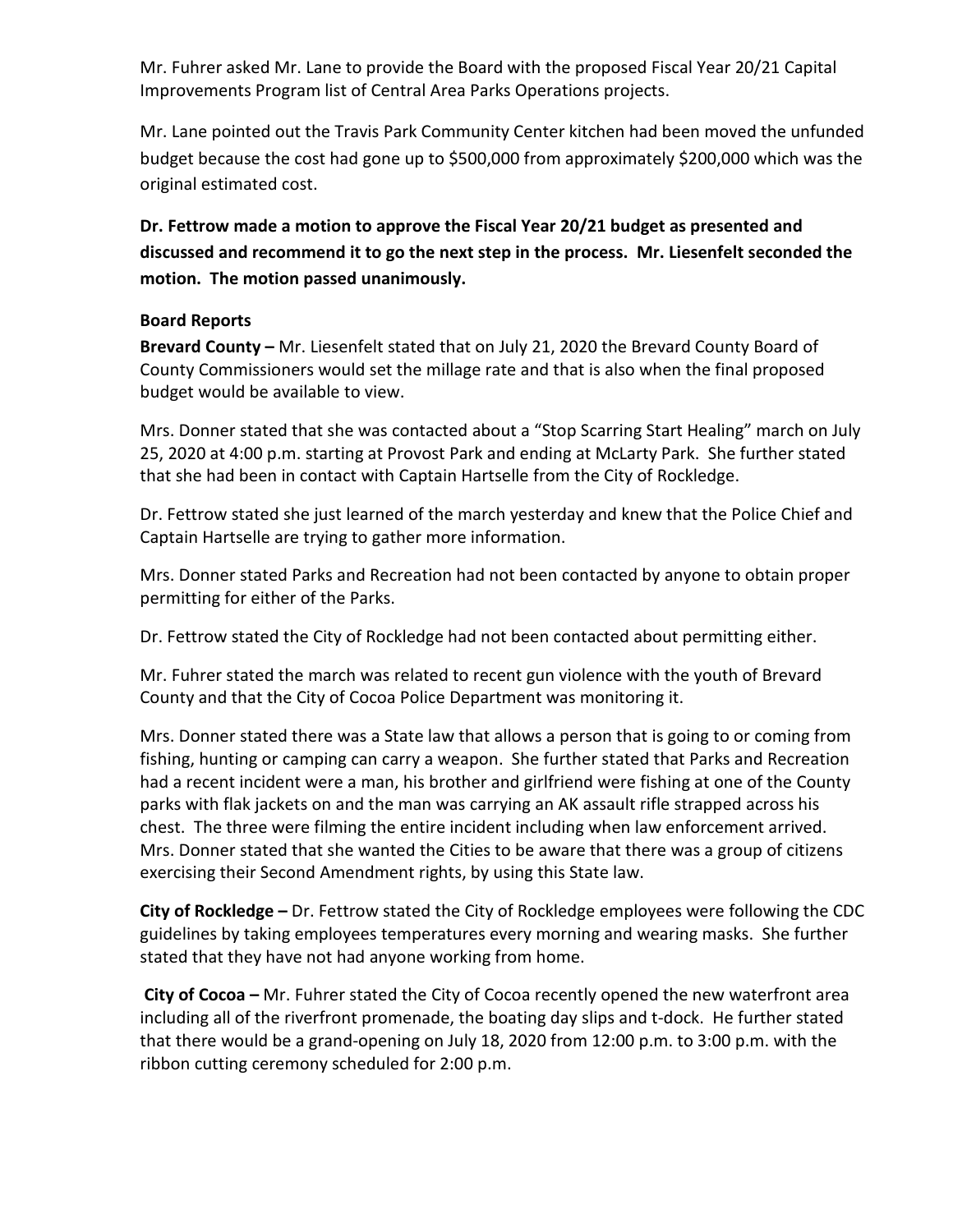Mr. Fuhrer asked Mr. Lane to provide the Board with the proposed Fiscal Year 20/21 Capital Improvements Program list of Central Area Parks Operations projects.

Mr. Lane pointed out the Travis Park Community Center kitchen had been moved the unfunded budget because the cost had gone up to $500,000 from approximately $200,000 which was the original estimated cost.

**Dr. Fettrow made a motion to approve the Fiscal Year 20/21 budget as presented and discussed and recommend it to go the next step in the process. Mr. Liesenfelt seconded the motion. The motion passed unanimously.**

**Board Reports**

**Brevard County –** Mr. Liesenfelt stated that on July 21, 2020 the Brevard County Board of County Commissioners would set the millage rate and that is also when the final proposed budget would be available to view.

Mrs. Donner stated that she was contacted about a "Stop Scarring Start Healing" march on July 25, 2020 at 4:00 p.m. starting at Provost Park and ending at McLarty Park. She further stated that she had been in contact with Captain Hartselle from the City of Rockledge.

Dr. Fettrow stated she just learned of the march yesterday and knew that the Police Chief and Captain Hartselle are trying to gather more information.

Mrs. Donner stated Parks and Recreation had not been contacted by anyone to obtain proper permitting for either of the Parks.

Dr. Fettrow stated the City of Rockledge had not been contacted about permitting either.

Mr. Fuhrer stated the march was related to recent gun violence with the youth of Brevard County and that the City of Cocoa Police Department was monitoring it.

Mrs. Donner stated there was a State law that allows a person that is going to or coming from fishing, hunting or camping can carry a weapon. She further stated that Parks and Recreation had a recent incident were a man, his brother and girlfriend were fishing at one of the County parks with flak jackets on and the man was carrying an AK assault rifle strapped across his chest. The three were filming the entire incident including when law enforcement arrived. Mrs. Donner stated that she wanted the Cities to be aware that there was a group of citizens exercising their Second Amendment rights, by using this State law.

**City of Rockledge –** Dr. Fettrow stated the City of Rockledge employees were following the CDC guidelines by taking employees temperatures every morning and wearing masks. She further stated that they have not had anyone working from home.

**City of Cocoa –** Mr. Fuhrer stated the City of Cocoa recently opened the new waterfront area including all of the riverfront promenade, the boating day slips and t-dock. He further stated that there would be a grand-opening on July 18, 2020 from 12:00 p.m. to 3:00 p.m. with the ribbon cutting ceremony scheduled for 2:00 p.m.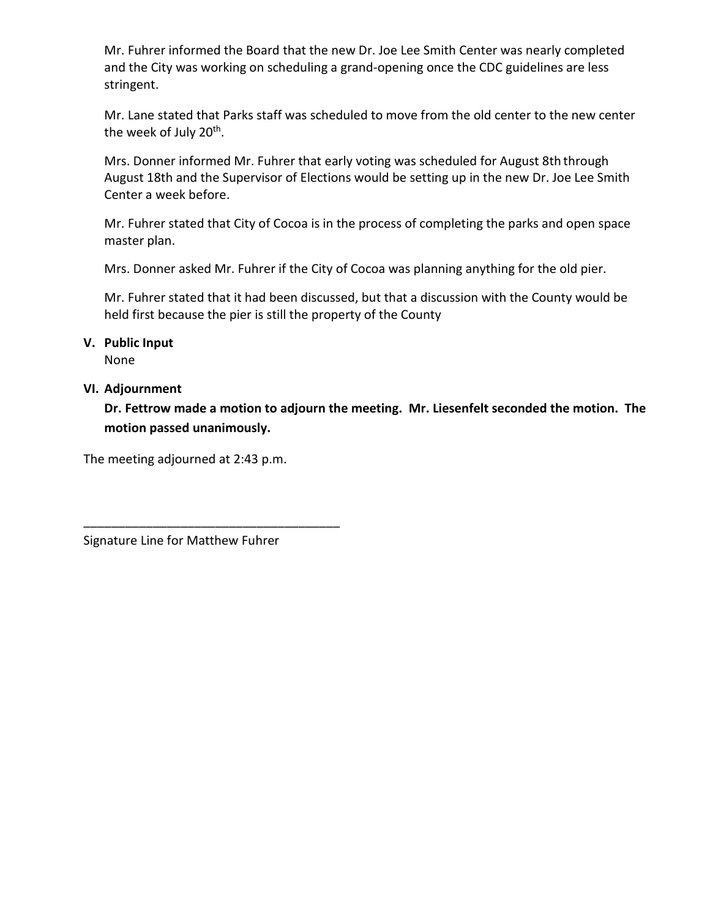Mr. Fuhrer informed the Board that the new Dr. Joe Lee Smith Center was nearly completed and the City was working on scheduling a grand-opening once the CDC guidelines are less stringent.

Mr. Lane stated that Parks staff was scheduled to move from the old center to the new center the week of July 20th.

Mrs. Donner informed Mr. Fuhrer that early voting was scheduled for August 8th through August 18th and the Supervisor of Elections would be setting up in the new Dr. Joe Lee Smith Center a week before.

Mr. Fuhrer stated that City of Cocoa is in the process of completing the parks and open space master plan.

Mrs. Donner asked Mr. Fuhrer if the City of Cocoa was planning anything for the old pier.

Mr. Fuhrer stated that it had been discussed, but that a discussion with the County would be held first because the pier is still the property of the County

**V. Public Input**

None

**VI. Adjournment**

**Dr. Fettrow made a motion to adjourn the meeting. Mr. Liesenfelt seconded the motion. The motion passed unanimously.**

The meeting adjourned at 2:43 p.m.

_____________________________________

Signature Line for Matthew Fuhrer